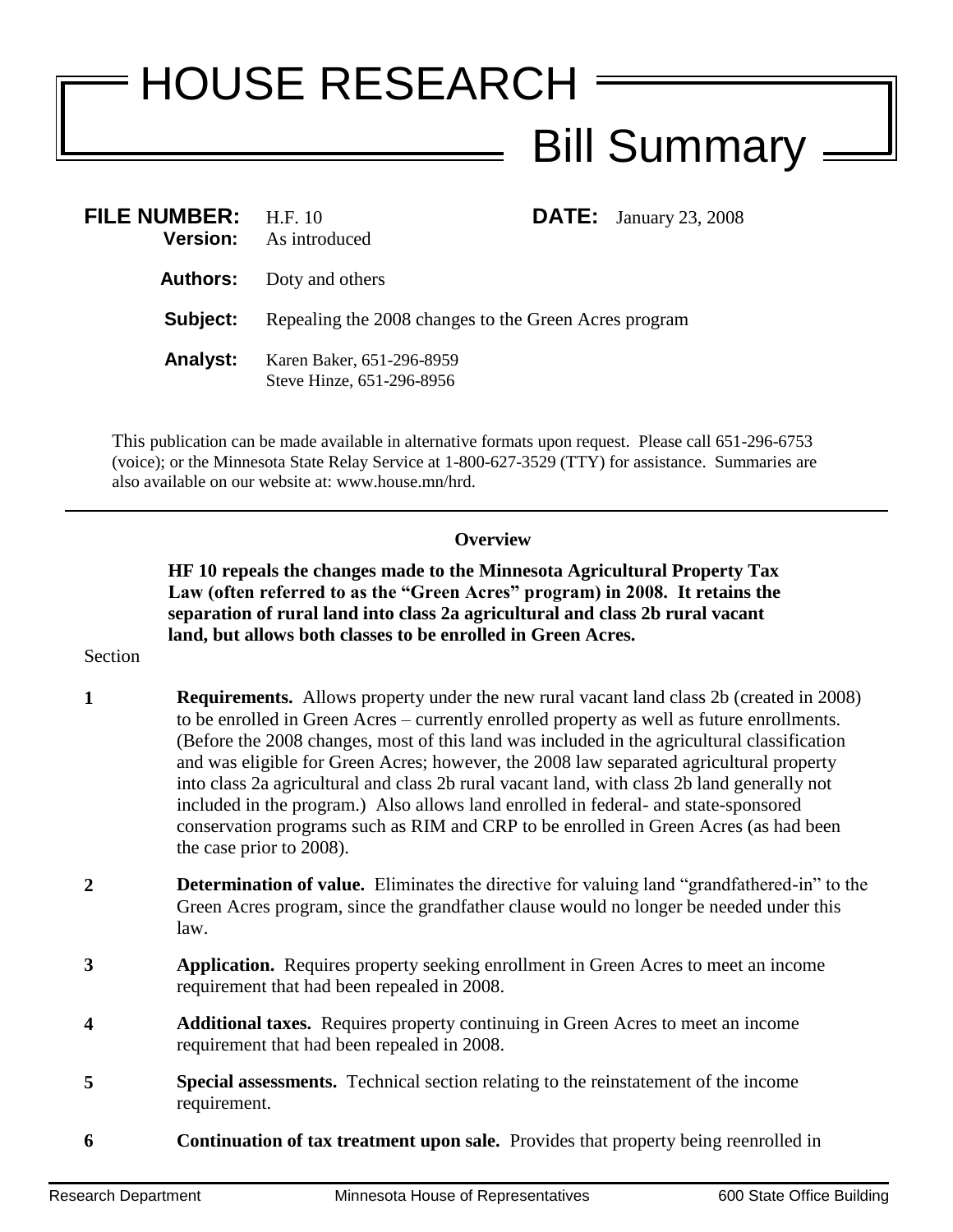# HOUSE RESEARCH

## Bill Summary

**FILE NUMBER:** H.F. 10 **DATE:** January 23, 2008

**Version:** As introduced

**Authors:** Doty and others

**Subject:** Repealing the 2008 changes to the Green Acres program

**Analyst:** Karen Baker, 651-296-8959
Steve Hinze, 651-296-8956

This publication can be made available in alternative formats upon request. Please call 651-296-6753 (voice); or the Minnesota State Relay Service at 1-800-627-3529 (TTY) for assistance. Summaries are also available on our website at: www.house.mn/hrd.

---

### Overview

**HF 10 repeals the changes made to the Minnesota Agricultural Property Tax Law (often referred to as the "Green Acres" program) in 2008. It retains the separation of rural land into class 2a agricultural and class 2b rural vacant land, but allows both classes to be enrolled in Green Acres.**

Section

**1** **Requirements.** Allows property under the new rural vacant land class 2b (created in 2008) to be enrolled in Green Acres – currently enrolled property as well as future enrollments. (Before the 2008 changes, most of this land was included in the agricultural classification and was eligible for Green Acres; however, the 2008 law separated agricultural property into class 2a agricultural and class 2b rural vacant land, with class 2b land generally not included in the program.) Also allows land enrolled in federal- and state-sponsored conservation programs such as RIM and CRP to be enrolled in Green Acres (as had been the case prior to 2008).

**2** **Determination of value.** Eliminates the directive for valuing land "grandfathered-in" to the Green Acres program, since the grandfather clause would no longer be needed under this law.

**3** **Application.** Requires property seeking enrollment in Green Acres to meet an income requirement that had been repealed in 2008.

**4** **Additional taxes.** Requires property continuing in Green Acres to meet an income requirement that had been repealed in 2008.

**5** **Special assessments.** Technical section relating to the reinstatement of the income requirement.

**6** **Continuation of tax treatment upon sale.** Provides that property being reenrolled in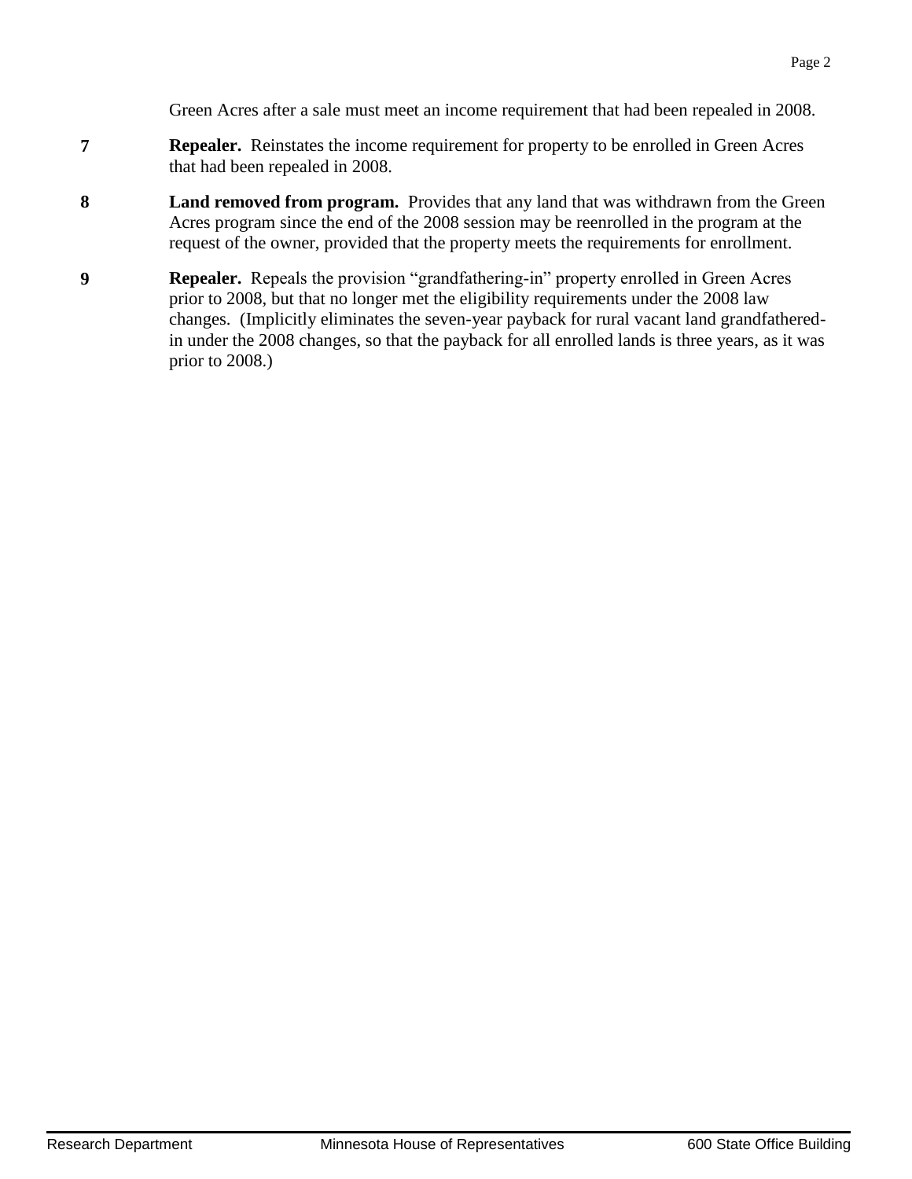Green Acres after a sale must meet an income requirement that had been repealed in 2008.

| | | |
|---|---|---|
| **7** | **Repealer.** Reinstates the income requirement for property to be enrolled in Green Acres that had been repealed in 2008. |
| **8** | **Land removed from program.** Provides that any land that was withdrawn from the Green Acres program since the end of the 2008 session may be reenrolled in the program at the request of the owner, provided that the property meets the requirements for enrollment. |
| **9** | **Repealer.** Repeals the provision "grandfathering-in" property enrolled in Green Acres prior to 2008, but that no longer met the eligibility requirements under the 2008 law changes. (Implicitly eliminates the seven-year payback for rural vacant land grandfathered-in under the 2008 changes, so that the payback for all enrolled lands is three years, as it was prior to 2008.) |